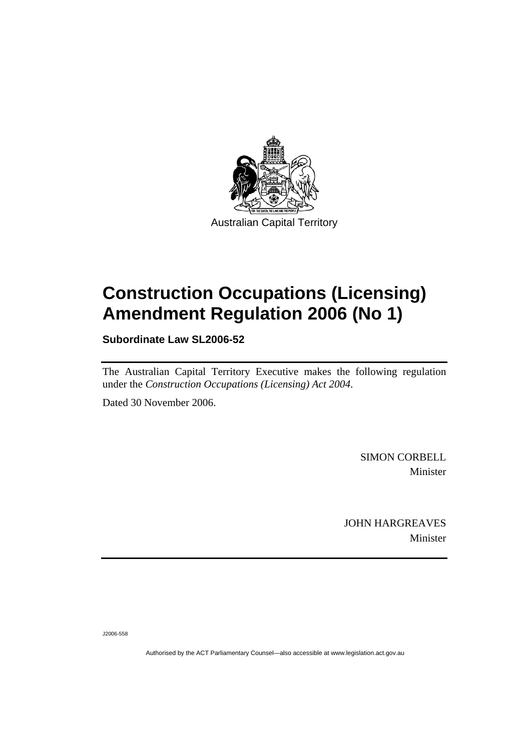Australian Capital Territory

# Construction Occupations (Licensing) Amendment Regulation 2006 (No 1)

**Subordinate Law SL2006-52**

The Australian Capital Territory Executive makes the following regulation under the *Construction Occupations (Licensing) Act 2004*.

Dated 30 November 2006.

SIMON CORBELL
Minister

JOHN HARGREAVES
Minister

J2006-558

Authorised by the ACT Parliamentary Counsel—also accessible at www.legislation.act.gov.au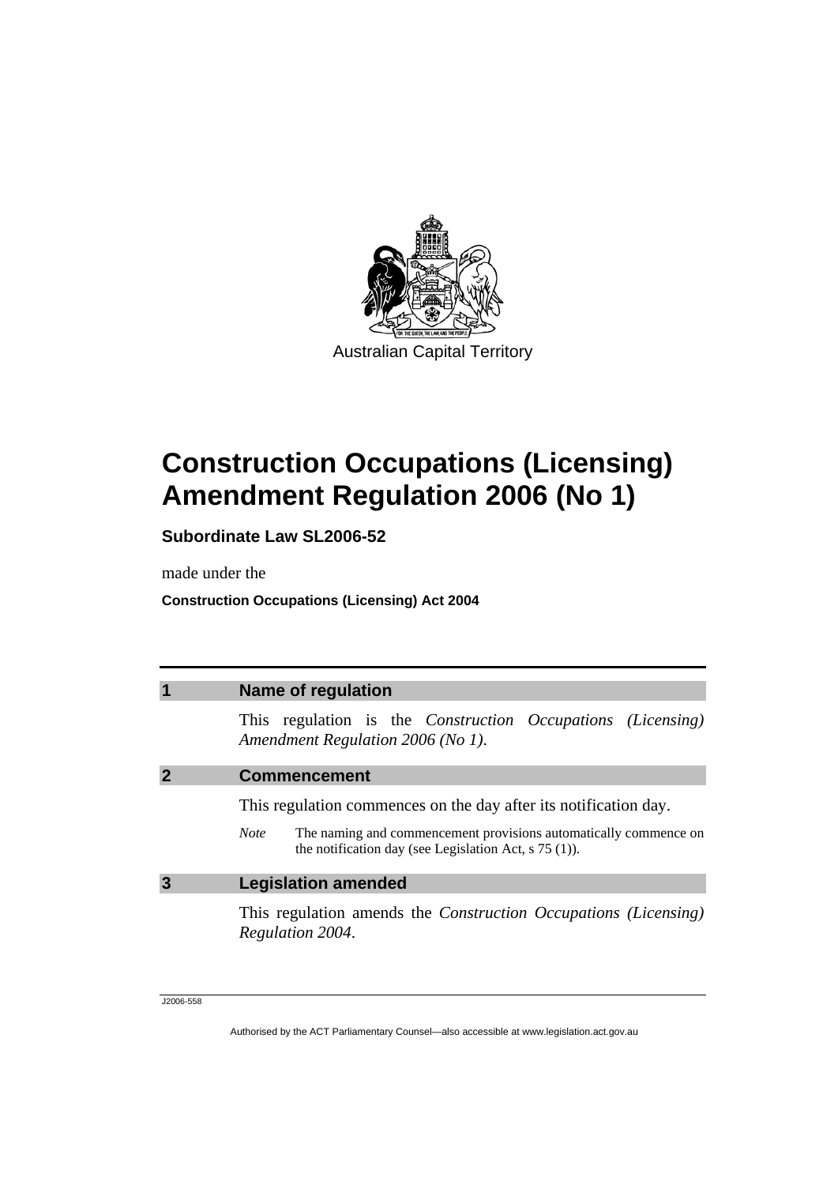Australian Capital Territory

# Construction Occupations (Licensing) Amendment Regulation 2006 (No 1)

**Subordinate Law SL2006-52**

made under the

**Construction Occupations (Licensing) Act 2004**

## 1 Name of regulation

This regulation is the *Construction Occupations (Licensing) Amendment Regulation 2006 (No 1)*.

## 2 Commencement

This regulation commences on the day after its notification day.

*Note* The naming and commencement provisions automatically commence on the notification day (see Legislation Act, s 75 (1)).

## 3 Legislation amended

This regulation amends the *Construction Occupations (Licensing) Regulation 2004*.

J2006-558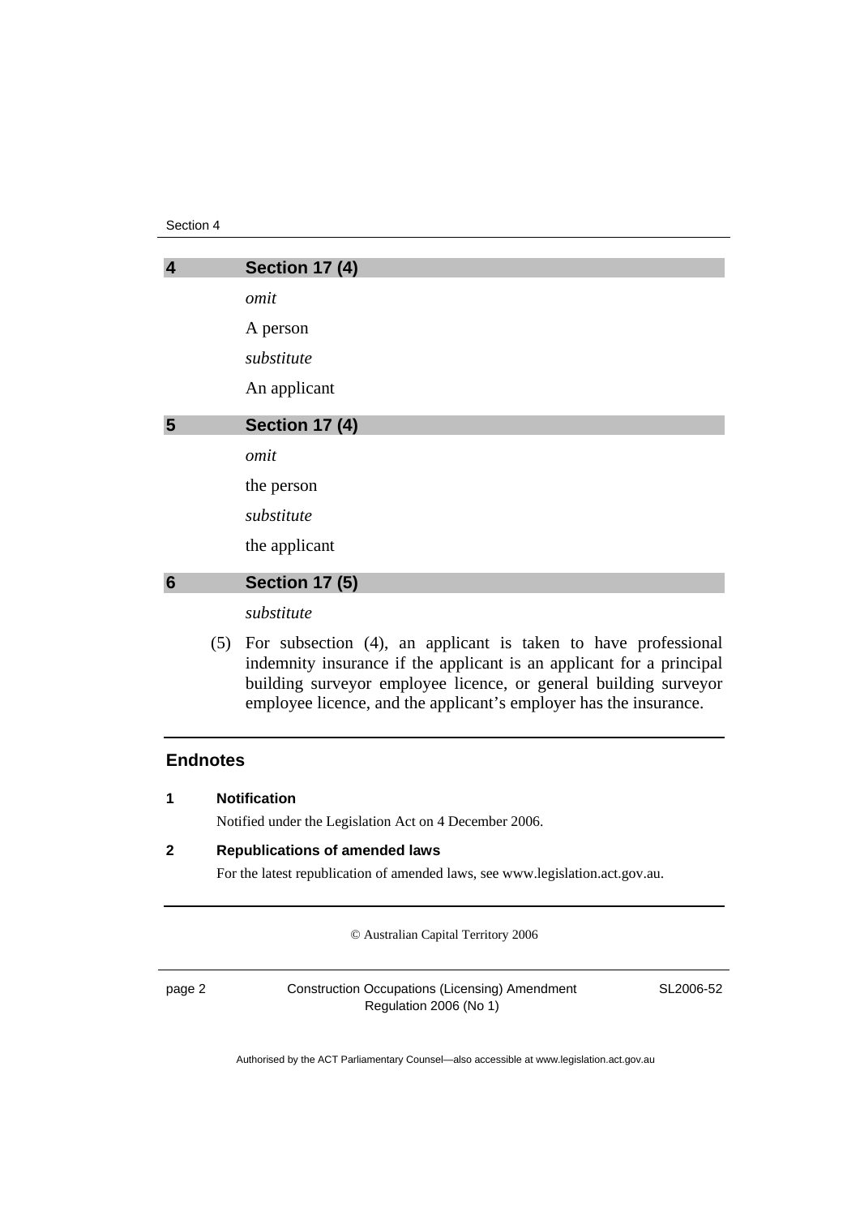## 4 Section 17 (4)

*omit*

A person

*substitute*

An applicant

## 5 Section 17 (4)

*omit*

the person

*substitute*

the applicant

## 6 Section 17 (5)

*substitute*

(5) For subsection (4), an applicant is taken to have professional indemnity insurance if the applicant is an applicant for a principal building surveyor employee licence, or general building surveyor employee licence, and the applicant's employer has the insurance.

## Endnotes

### 1 Notification

Notified under the Legislation Act on 4 December 2006.

### 2 Republications of amended laws

For the latest republication of amended laws, see www.legislation.act.gov.au.

© Australian Capital Territory 2006